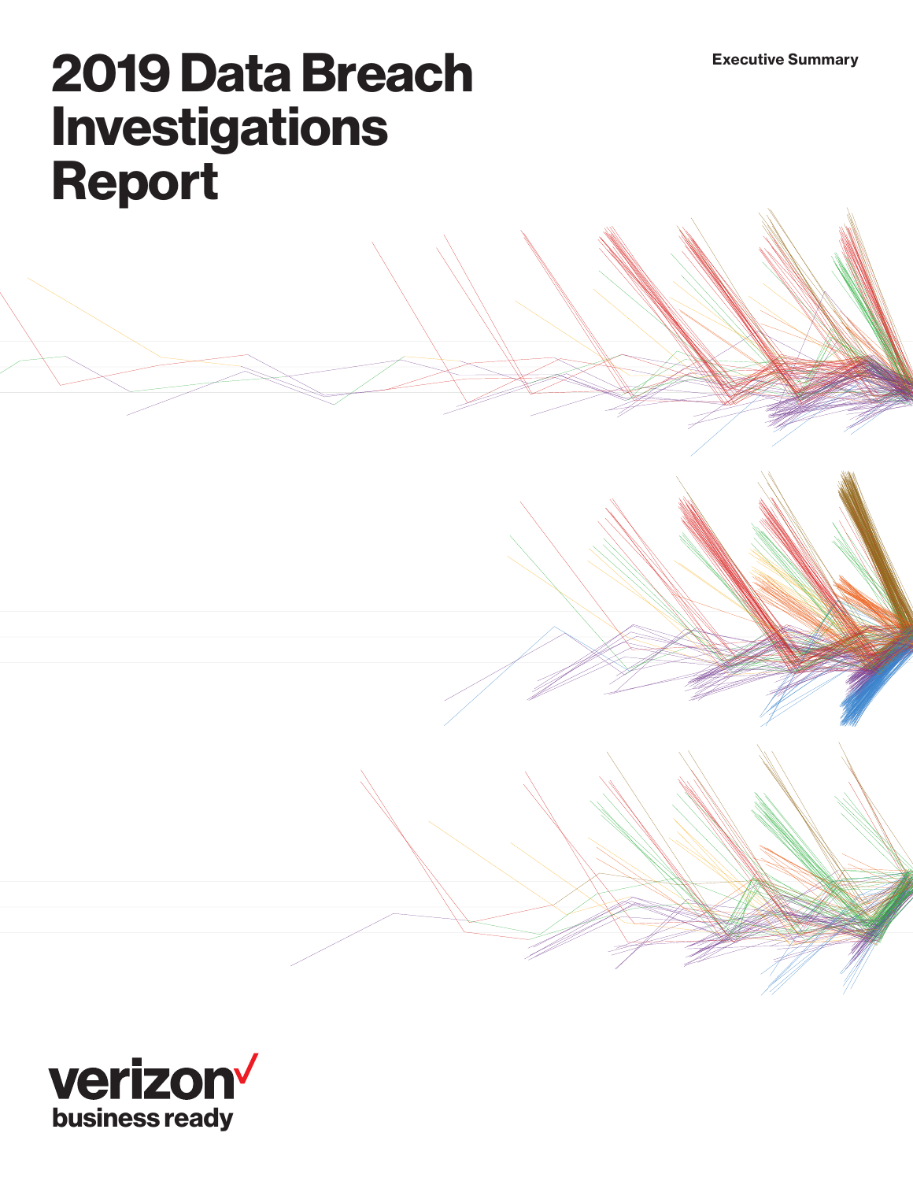Executive Summary

# 2019 Data Breach Investigations Report

verizon
business ready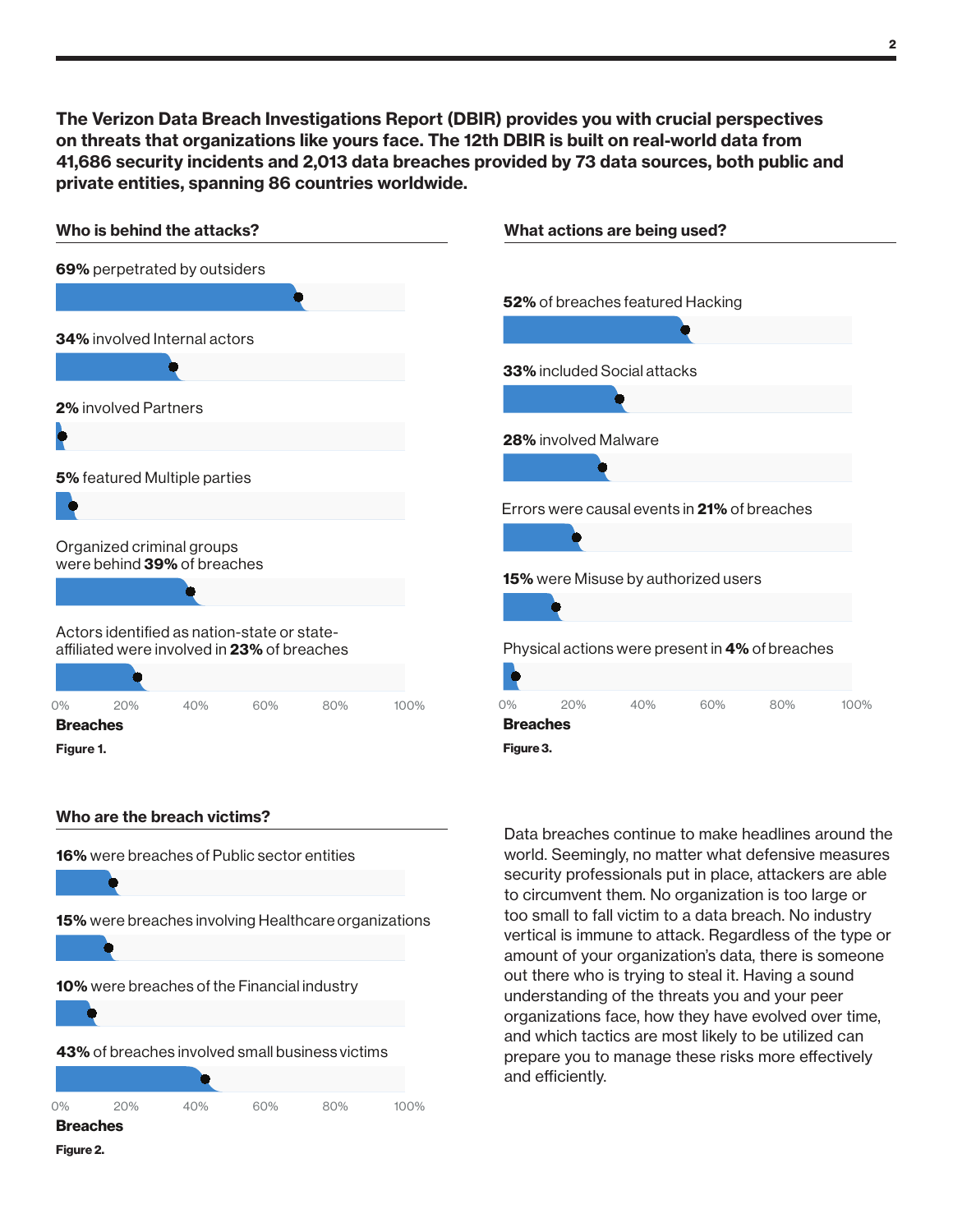**The Verizon Data Breach Investigations Report (DBIR) provides you with crucial perspectives on threats that organizations like yours face. The 12th DBIR is built on real-world data from 41,686 security incidents and 2,013 data breaches provided by 73 data sources, both public and private entities, spanning 86 countries worldwide.**

### Who is behind the attacks?

**69%** perpetrated by outsiders

**34%** involved Internal actors

**2%** involved Partners

**5%** featured Multiple parties

Organized criminal groups were behind **39%** of breaches

Actors identified as nation-state or state-affiliated were involved in **23%** of breaches

0% 20% 40% 60% 80% 100%

**Breaches**

**Figure 1.**

### What actions are being used?

**52%** of breaches featured Hacking

**33%** included Social attacks

**28%** involved Malware

Errors were causal events in **21%** of breaches

**15%** were Misuse by authorized users

Physical actions were present in **4%** of breaches

0% 20% 40% 60% 80% 100%

**Breaches**

**Figure 3.**

### Who are the breach victims?

**16%** were breaches of Public sector entities

**15%** were breaches involving Healthcare organizations

**10%** were breaches of the Financial industry

**43%** of breaches involved small business victims

0% 20% 40% 60% 80% 100%

**Breaches**

**Figure 2.**

Data breaches continue to make headlines around the world. Seemingly, no matter what defensive measures security professionals put in place, attackers are able to circumvent them. No organization is too large or too small to fall victim to a data breach. No industry vertical is immune to attack. Regardless of the type or amount of your organization's data, there is someone out there who is trying to steal it. Having a sound understanding of the threats you and your peer organizations face, how they have evolved over time, and which tactics are most likely to be utilized can prepare you to manage these risks more effectively and efficiently.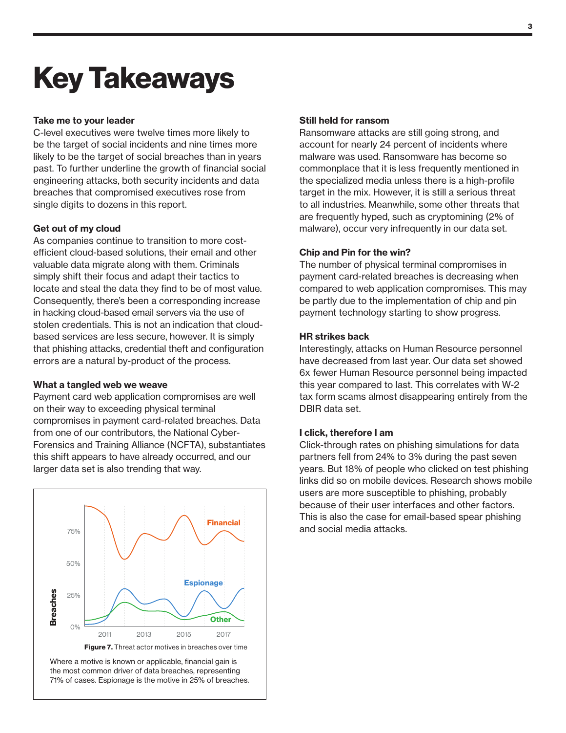# Key Takeaways

**Take me to your leader**
C-level executives were twelve times more likely to be the target of social incidents and nine times more likely to be the target of social breaches than in years past. To further underline the growth of financial social engineering attacks, both security incidents and data breaches that compromised executives rose from single digits to dozens in this report.

**Get out of my cloud**
As companies continue to transition to more cost-efficient cloud-based solutions, their email and other valuable data migrate along with them. Criminals simply shift their focus and adapt their tactics to locate and steal the data they find to be of most value. Consequently, there's been a corresponding increase in hacking cloud-based email servers via the use of stolen credentials. This is not an indication that cloud-based services are less secure, however. It is simply that phishing attacks, credential theft and configuration errors are a natural by-product of the process.

**What a tangled web we weave**
Payment card web application compromises are well on their way to exceeding physical terminal compromises in payment card-related breaches. Data from one of our contributors, the National Cyber-Forensics and Training Alliance (NCFTA), substantiates this shift appears to have already occurred, and our larger data set is also trending that way.

**Figure 7.** Threat actor motives in breaches over time

Where a motive is known or applicable, financial gain is the most common driver of data breaches, representing 71% of cases. Espionage is the motive in 25% of breaches.

**Still held for ransom**
Ransomware attacks are still going strong, and account for nearly 24 percent of incidents where malware was used. Ransomware has become so commonplace that it is less frequently mentioned in the specialized media unless there is a high-profile target in the mix. However, it is still a serious threat to all industries. Meanwhile, some other threats that are frequently hyped, such as cryptomining (2% of malware), occur very infrequently in our data set.

**Chip and Pin for the win?**
The number of physical terminal compromises in payment card-related breaches is decreasing when compared to web application compromises. This may be partly due to the implementation of chip and pin payment technology starting to show progress.

**HR strikes back**
Interestingly, attacks on Human Resource personnel have decreased from last year. Our data set showed 6x fewer Human Resource personnel being impacted this year compared to last. This correlates with W-2 tax form scams almost disappearing entirely from the DBIR data set.

**I click, therefore I am**
Click-through rates on phishing simulations for data partners fell from 24% to 3% during the past seven years. But 18% of people who clicked on test phishing links did so on mobile devices. Research shows mobile users are more susceptible to phishing, probably because of their user interfaces and other factors. This is also the case for email-based spear phishing and social media attacks.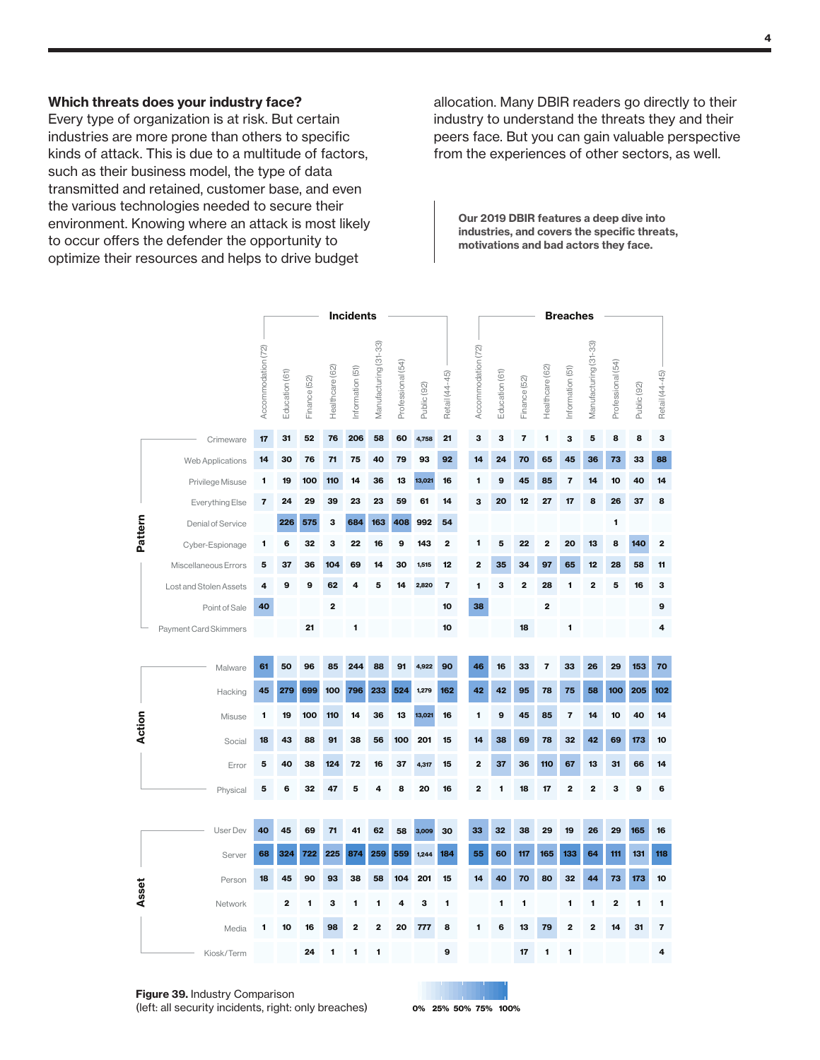### Which threats does your industry face?

Every type of organization is at risk. But certain industries are more prone than others to specific kinds of attack. This is due to a multitude of factors, such as their business model, the type of data transmitted and retained, customer base, and even the various technologies needed to secure their environment. Knowing where an attack is most likely to occur offers the defender the opportunity to optimize their resources and helps to drive budget allocation. Many DBIR readers go directly to their industry to understand the threats they and their peers face. But you can gain valuable perspective from the experiences of other sectors, as well.

**Our 2019 DBIR features a deep dive into industries, and covers the specific threats, motivations and bad actors they face.**

| | | Incidents | | | | | | | | | Breaches | | | | | | | | |
|---|---|---|---|---|---|---|---|---|---|---|---|---|---|---|---|---|---|---|---|
| | | Accommodation (72) | Education (61) | Finance (52) | Healthcare (62) | Information (51) | Manufacturing (31-33) | Professional (54) | Public (92) | Retail (44-45) | Accommodation (72) | Education (61) | Finance (52) | Healthcare (62) | Information (51) | Manufacturing (31-33) | Professional (54) | Public (92) | Retail (44-45) |
| Pattern | Crimeware | 17 | 31 | 52 | 76 | 206 | 58 | 60 | 4,758 | 21 | 3 | 3 | 7 | 1 | 3 | 5 | 8 | 8 | 3 |
| | Web Applications | 14 | 30 | 76 | 71 | 75 | 40 | 79 | 93 | 92 | 14 | 24 | 70 | 65 | 45 | 36 | 73 | 33 | 88 |
| | Privilege Misuse | 1 | 19 | 100 | 110 | 14 | 36 | 13 | 13,021 | 16 | 1 | 9 | 45 | 85 | 7 | 14 | 10 | 40 | 14 |
| | Everything Else | 7 | 24 | 29 | 39 | 23 | 23 | 59 | 61 | 14 | 3 | 20 | 12 | 27 | 17 | 8 | 26 | 37 | 8 |
| | Denial of Service | | 226 | 575 | 3 | 684 | 163 | 408 | 992 | 54 | | | | | | | 1 | | |
| | Cyber-Espionage | 1 | 6 | 32 | 3 | 22 | 16 | 9 | 143 | 2 | 1 | 5 | 22 | 2 | 20 | 13 | 8 | 140 | 2 |
| | Miscellaneous Errors | 5 | 37 | 36 | 104 | 69 | 14 | 30 | 1,515 | 12 | 2 | 35 | 34 | 97 | 65 | 12 | 28 | 58 | 11 |
| | Lost and Stolen Assets | 4 | 9 | 9 | 62 | 4 | 5 | 14 | 2,820 | 7 | 1 | 3 | 2 | 28 | 1 | 2 | 5 | 16 | 3 |
| | Point of Sale | 40 | | | 2 | | | | | 10 | 38 | | | 2 | | | | | 9 |
| | Payment Card Skimmers | | | 21 | | 1 | | | | 10 | | | 18 | | 1 | | | | 4 |
| Action | Malware | 61 | 50 | 96 | 85 | 244 | 88 | 91 | 4,922 | 90 | 46 | 16 | 33 | 7 | 33 | 26 | 29 | 153 | 70 |
| | Hacking | 45 | 279 | 699 | 100 | 796 | 233 | 524 | 1,279 | 162 | 42 | 42 | 95 | 78 | 75 | 58 | 100 | 205 | 102 |
| | Misuse | 1 | 19 | 100 | 110 | 14 | 36 | 13 | 13,021 | 16 | 1 | 9 | 45 | 85 | 7 | 14 | 10 | 40 | 14 |
| | Social | 18 | 43 | 88 | 91 | 38 | 56 | 100 | 201 | 15 | 14 | 38 | 69 | 78 | 32 | 42 | 69 | 173 | 10 |
| | Error | 5 | 40 | 38 | 124 | 72 | 16 | 37 | 4,317 | 15 | 2 | 37 | 36 | 110 | 67 | 13 | 31 | 66 | 14 |
| | Physical | 5 | 6 | 32 | 47 | 5 | 4 | 8 | 20 | 16 | 2 | 1 | 18 | 17 | 2 | 2 | 3 | 9 | 6 |
| Asset | User Dev | 40 | 45 | 69 | 71 | 41 | 62 | 58 | 3,009 | 30 | 33 | 32 | 38 | 29 | 19 | 26 | 29 | 165 | 16 |
| | Server | 68 | 324 | 722 | 225 | 874 | 259 | 559 | 1,244 | 184 | 55 | 60 | 117 | 165 | 133 | 64 | 111 | 131 | 118 |
| | Person | 18 | 45 | 90 | 93 | 38 | 58 | 104 | 201 | 15 | 14 | 40 | 70 | 80 | 32 | 44 | 73 | 173 | 10 |
| | Network | | 2 | 1 | 3 | 1 | 1 | 4 | 3 | 1 | | 1 | 1 | | 1 | 1 | 2 | 1 | 1 |
| | Media | 1 | 10 | 16 | 98 | 2 | 2 | 20 | 777 | 8 | 1 | 6 | 13 | 79 | 2 | 2 | 14 | 31 | 7 |
| | Kiosk/Term | | | 24 | 1 | 1 | 1 | | | 9 | | | 17 | 1 | 1 | | | | 4 |

0% 25% 50% 75% 100%

**Figure 39.** Industry Comparison
(left: all security incidents, right: only breaches)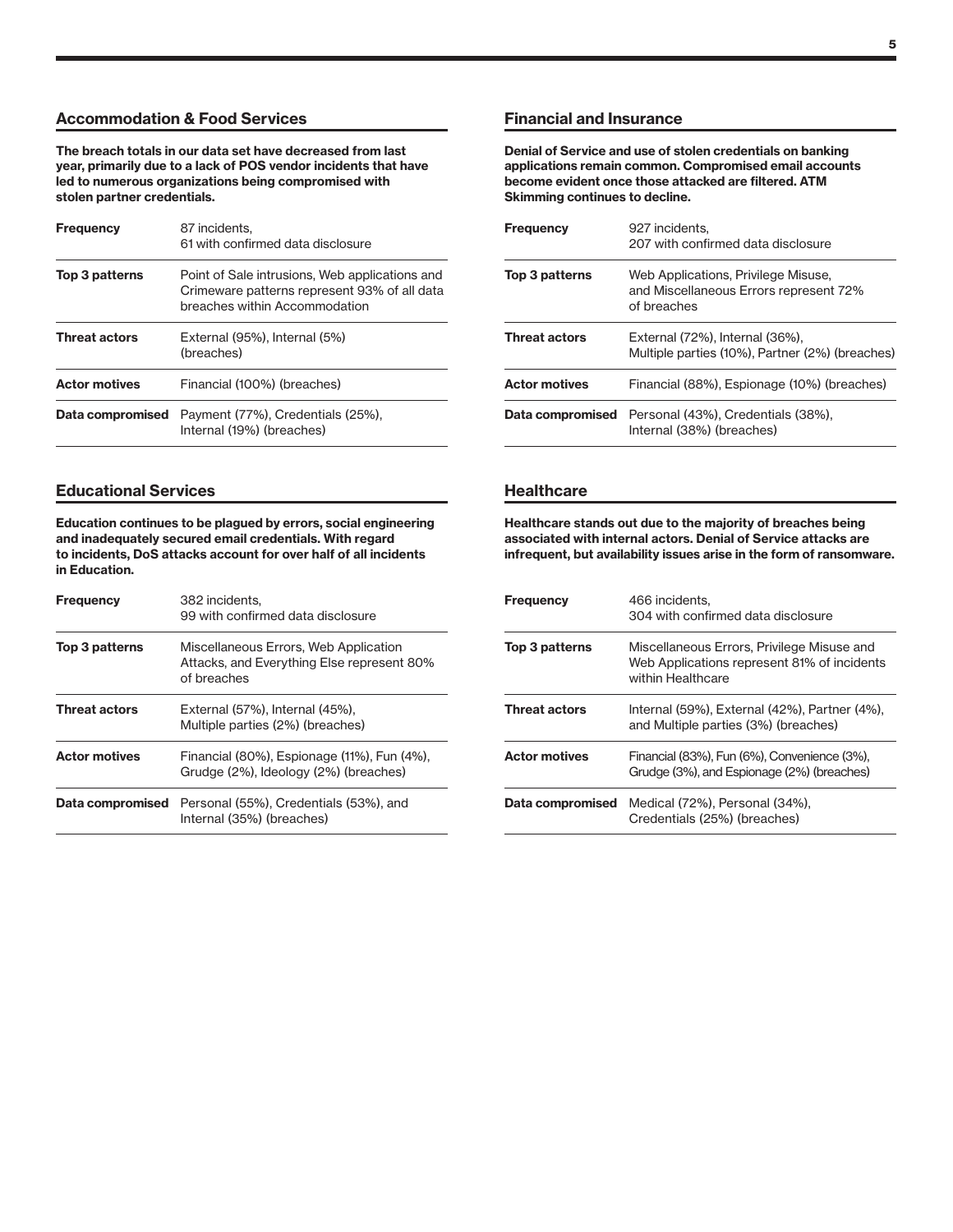## Accommodation & Food Services

**The breach totals in our data set have decreased from last year, primarily due to a lack of POS vendor incidents that have led to numerous organizations being compromised with stolen partner credentials.**

| | |
|---|---|
| **Frequency** | 87 incidents, 61 with confirmed data disclosure |
| **Top 3 patterns** | Point of Sale intrusions, Web applications and Crimeware patterns represent 93% of all data breaches within Accommodation |
| **Threat actors** | External (95%), Internal (5%) (breaches) |
| **Actor motives** | Financial (100%) (breaches) |
| **Data compromised** | Payment (77%), Credentials (25%), Internal (19%) (breaches) |

## Educational Services

**Education continues to be plagued by errors, social engineering and inadequately secured email credentials. With regard to incidents, DoS attacks account for over half of all incidents in Education.**

| | |
|---|---|
| **Frequency** | 382 incidents, 99 with confirmed data disclosure |
| **Top 3 patterns** | Miscellaneous Errors, Web Application Attacks, and Everything Else represent 80% of breaches |
| **Threat actors** | External (57%), Internal (45%), Multiple parties (2%) (breaches) |
| **Actor motives** | Financial (80%), Espionage (11%), Fun (4%), Grudge (2%), Ideology (2%) (breaches) |
| **Data compromised** | Personal (55%), Credentials (53%), and Internal (35%) (breaches) |

## Financial and Insurance

**Denial of Service and use of stolen credentials on banking applications remain common. Compromised email accounts become evident once those attacked are filtered. ATM Skimming continues to decline.**

| | |
|---|---|
| **Frequency** | 927 incidents, 207 with confirmed data disclosure |
| **Top 3 patterns** | Web Applications, Privilege Misuse, and Miscellaneous Errors represent 72% of breaches |
| **Threat actors** | External (72%), Internal (36%), Multiple parties (10%), Partner (2%) (breaches) |
| **Actor motives** | Financial (88%), Espionage (10%) (breaches) |
| **Data compromised** | Personal (43%), Credentials (38%), Internal (38%) (breaches) |

## Healthcare

**Healthcare stands out due to the majority of breaches being associated with internal actors. Denial of Service attacks are infrequent, but availability issues arise in the form of ransomware.**

| | |
|---|---|
| **Frequency** | 466 incidents, 304 with confirmed data disclosure |
| **Top 3 patterns** | Miscellaneous Errors, Privilege Misuse and Web Applications represent 81% of incidents within Healthcare |
| **Threat actors** | Internal (59%), External (42%), Partner (4%), and Multiple parties (3%) (breaches) |
| **Actor motives** | Financial (83%), Fun (6%), Convenience (3%), Grudge (3%), and Espionage (2%) (breaches) |
| **Data compromised** | Medical (72%), Personal (34%), Credentials (25%) (breaches) |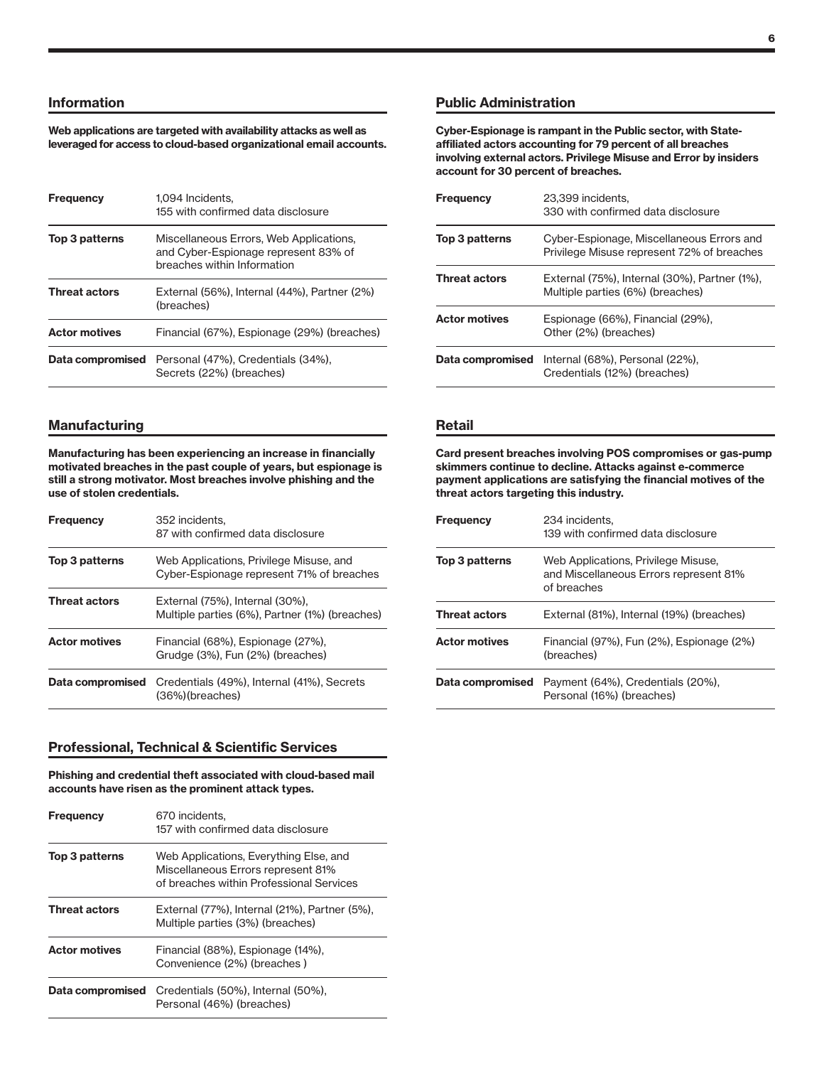## Information

**Web applications are targeted with availability attacks as well as leveraged for access to cloud-based organizational email accounts.**

| | |
|---|---|
| **Frequency** | 1,094 Incidents, 155 with confirmed data disclosure |
| **Top 3 patterns** | Miscellaneous Errors, Web Applications, and Cyber-Espionage represent 83% of breaches within Information |
| **Threat actors** | External (56%), Internal (44%), Partner (2%) (breaches) |
| **Actor motives** | Financial (67%), Espionage (29%) (breaches) |
| **Data compromised** | Personal (47%), Credentials (34%), Secrets (22%) (breaches) |

## Manufacturing

**Manufacturing has been experiencing an increase in financially motivated breaches in the past couple of years, but espionage is still a strong motivator. Most breaches involve phishing and the use of stolen credentials.**

| | |
|---|---|
| **Frequency** | 352 incidents, 87 with confirmed data disclosure |
| **Top 3 patterns** | Web Applications, Privilege Misuse, and Cyber-Espionage represent 71% of breaches |
| **Threat actors** | External (75%), Internal (30%), Multiple parties (6%), Partner (1%) (breaches) |
| **Actor motives** | Financial (68%), Espionage (27%), Grudge (3%), Fun (2%) (breaches) |
| **Data compromised** | Credentials (49%), Internal (41%), Secrets (36%)(breaches) |

## Professional, Technical & Scientific Services

**Phishing and credential theft associated with cloud-based mail accounts have risen as the prominent attack types.**

| | |
|---|---|
| **Frequency** | 670 incidents, 157 with confirmed data disclosure |
| **Top 3 patterns** | Web Applications, Everything Else, and Miscellaneous Errors represent 81% of breaches within Professional Services |
| **Threat actors** | External (77%), Internal (21%), Partner (5%), Multiple parties (3%) (breaches) |
| **Actor motives** | Financial (88%), Espionage (14%), Convenience (2%) (breaches ) |
| **Data compromised** | Credentials (50%), Internal (50%), Personal (46%) (breaches) |

## Public Administration

**Cyber-Espionage is rampant in the Public sector, with State-affiliated actors accounting for 79 percent of all breaches involving external actors. Privilege Misuse and Error by insiders account for 30 percent of breaches.**

| | |
|---|---|
| **Frequency** | 23,399 incidents, 330 with confirmed data disclosure |
| **Top 3 patterns** | Cyber-Espionage, Miscellaneous Errors and Privilege Misuse represent 72% of breaches |
| **Threat actors** | External (75%), Internal (30%), Partner (1%), Multiple parties (6%) (breaches) |
| **Actor motives** | Espionage (66%), Financial (29%), Other (2%) (breaches) |
| **Data compromised** | Internal (68%), Personal (22%), Credentials (12%) (breaches) |

## Retail

**Card present breaches involving POS compromises or gas-pump skimmers continue to decline. Attacks against e-commerce payment applications are satisfying the financial motives of the threat actors targeting this industry.**

| | |
|---|---|
| **Frequency** | 234 incidents, 139 with confirmed data disclosure |
| **Top 3 patterns** | Web Applications, Privilege Misuse, and Miscellaneous Errors represent 81% of breaches |
| **Threat actors** | External (81%), Internal (19%) (breaches) |
| **Actor motives** | Financial (97%), Fun (2%), Espionage (2%) (breaches) |
| **Data compromised** | Payment (64%), Credentials (20%), Personal (16%) (breaches) |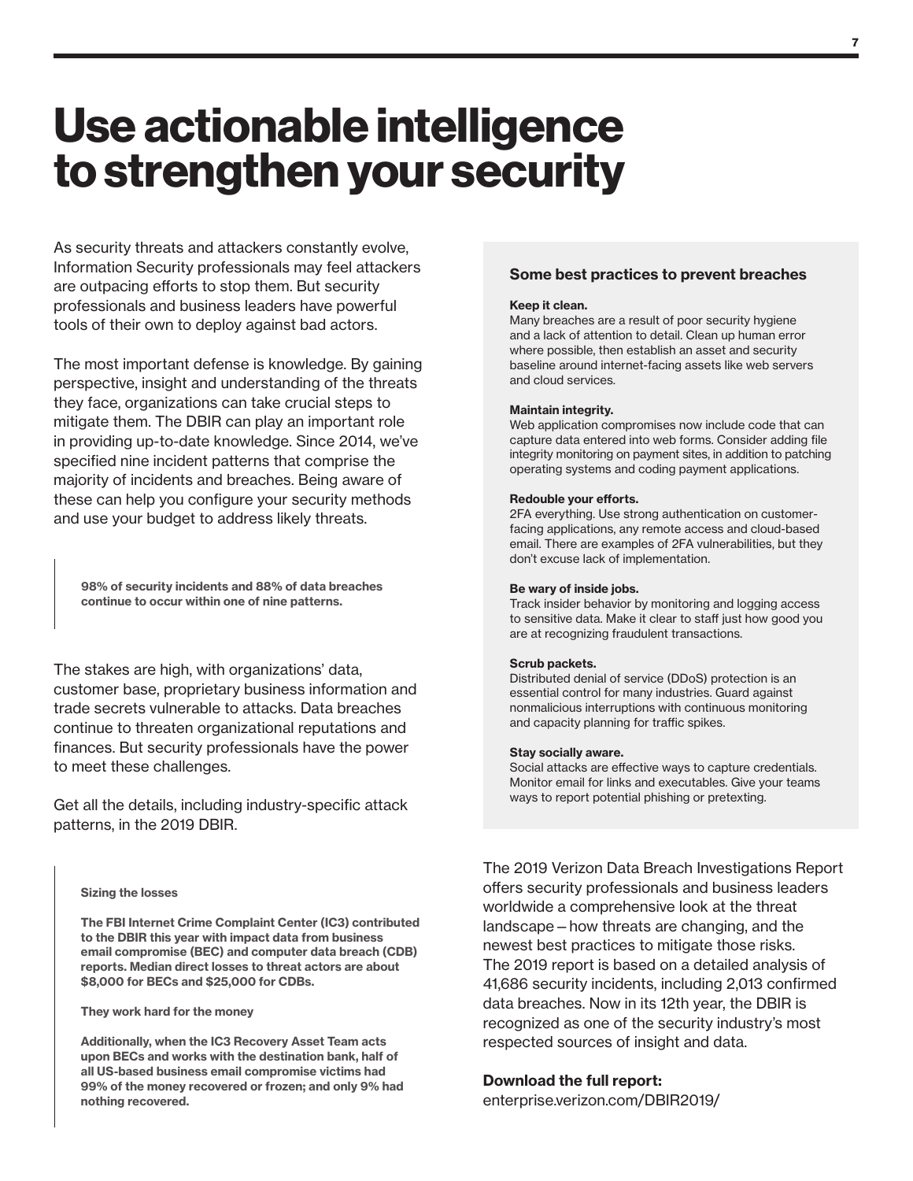# Use actionable intelligence to strengthen your security

As security threats and attackers constantly evolve, Information Security professionals may feel attackers are outpacing efforts to stop them. But security professionals and business leaders have powerful tools of their own to deploy against bad actors.

The most important defense is knowledge. By gaining perspective, insight and understanding of the threats they face, organizations can take crucial steps to mitigate them. The DBIR can play an important role in providing up-to-date knowledge. Since 2014, we've specified nine incident patterns that comprise the majority of incidents and breaches. Being aware of these can help you configure your security methods and use your budget to address likely threats.

> **98% of security incidents and 88% of data breaches continue to occur within one of nine patterns.**

The stakes are high, with organizations' data, customer base, proprietary business information and trade secrets vulnerable to attacks. Data breaches continue to threaten organizational reputations and finances. But security professionals have the power to meet these challenges.

Get all the details, including industry-specific attack patterns, in the 2019 DBIR.

> **Sizing the losses**
>
> **The FBI Internet Crime Complaint Center (IC3) contributed to the DBIR this year with impact data from business email compromise (BEC) and computer data breach (CDB) reports. Median direct losses to threat actors are about $8,000 for BECs and $25,000 for CDBs.**
>
> **They work hard for the money**
>
> **Additionally, when the IC3 Recovery Asset Team acts upon BECs and works with the destination bank, half of all US-based business email compromise victims had 99% of the money recovered or frozen; and only 9% had nothing recovered.**

### Some best practices to prevent breaches

**Keep it clean.**
Many breaches are a result of poor security hygiene and a lack of attention to detail. Clean up human error where possible, then establish an asset and security baseline around internet-facing assets like web servers and cloud services.

**Maintain integrity.**
Web application compromises now include code that can capture data entered into web forms. Consider adding file integrity monitoring on payment sites, in addition to patching operating systems and coding payment applications.

**Redouble your efforts.**
2FA everything. Use strong authentication on customer-facing applications, any remote access and cloud-based email. There are examples of 2FA vulnerabilities, but they don't excuse lack of implementation.

**Be wary of inside jobs.**
Track insider behavior by monitoring and logging access to sensitive data. Make it clear to staff just how good you are at recognizing fraudulent transactions.

**Scrub packets.**
Distributed denial of service (DDoS) protection is an essential control for many industries. Guard against nonmalicious interruptions with continuous monitoring and capacity planning for traffic spikes.

**Stay socially aware.**
Social attacks are effective ways to capture credentials. Monitor email for links and executables. Give your teams ways to report potential phishing or pretexting.

The 2019 Verizon Data Breach Investigations Report offers security professionals and business leaders worldwide a comprehensive look at the threat landscape – how threats are changing, and the newest best practices to mitigate those risks. The 2019 report is based on a detailed analysis of 41,686 security incidents, including 2,013 confirmed data breaches. Now in its 12th year, the DBIR is recognized as one of the security industry's most respected sources of insight and data.

**Download the full report:**
enterprise.verizon.com/DBIR2019/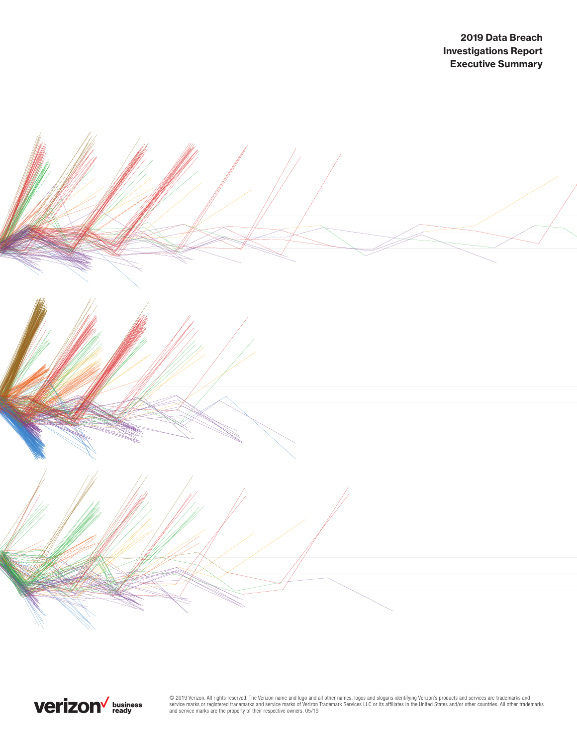**2019 Data Breach Investigations Report Executive Summary**

verizon business ready

© 2019 Verizon. All rights reserved. The Verizon name and logo and all other names, logos and slogans identifying Verizon's products and services are trademarks and service marks or registered trademarks and service marks of Verizon Trademark Services LLC or its affiliates in the United States and/or other countries. All other trademarks and service marks are the property of their respective owners. 05/19